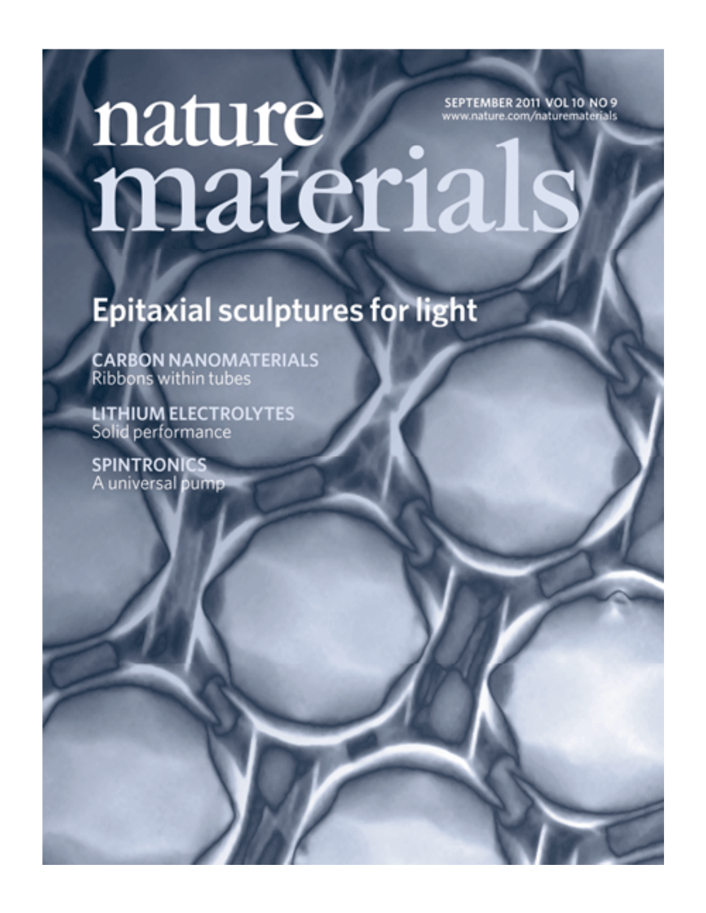# nature materials

SEPTEMBER 2011 VOL 10 NO 9
www.nature.com/naturematerials

## Epitaxial sculptures for light

**CARBON NANOMATERIALS**
Ribbons within tubes

**LITHIUM ELECTROLYTES**
Solid performance

**SPINTRONICS**
A universal pump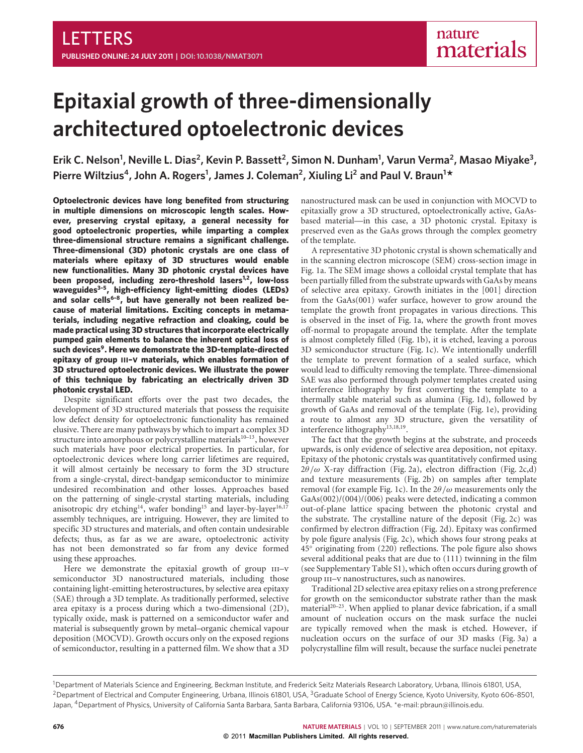# Epitaxial growth of three-dimensionally architectured optoelectronic devices

**Erik C. Nelson[1], Neville L. Dias[2], Kevin P. Bassett[2], Simon N. Dunham[1], Varun Verma[2], Masao Miyake[3], Pierre Wiltzius[4], John A. Rogers[1], James J. Coleman[2], Xiuling Li[2] and Paul V. Braun[1]\***

**Optoelectronic devices have long benefited from structuring in multiple dimensions on microscopic length scales. However, preserving crystal epitaxy, a general necessity for good optoelectronic properties, while imparting a complex three-dimensional structure remains a significant challenge. Three-dimensional (3D) photonic crystals are one class of materials where epitaxy of 3D structures would enable new functionalities. Many 3D photonic crystal devices have been proposed, including zero-threshold lasers[1,2], low-loss waveguides[3–5], high-efficiency light-emitting diodes (LEDs) and solar cells[6–8], but have generally not been realized because of material limitations. Exciting concepts in metamaterials, including negative refraction and cloaking, could be made practical using 3D structures that incorporate electrically pumped gain elements to balance the inherent optical loss of such devices[9]. Here we demonstrate the 3D-template-directed epitaxy of group III–V materials, which enables formation of 3D structured optoelectronic devices. We illustrate the power of this technique by fabricating an electrically driven 3D photonic crystal LED.**

Despite significant efforts over the past two decades, the development of 3D structured materials that possess the requisite low defect density for optoelectronic functionality has remained elusive. There are many pathways by which to impart a complex 3D structure into amorphous or polycrystalline materials[10–13], however such materials have poor electrical properties. In particular, for optoelectronic devices where long carrier lifetimes are required, it will almost certainly be necessary to form the 3D structure from a single-crystal, direct-bandgap semiconductor to minimize undesired recombination and other losses. Approaches based on the patterning of single-crystal starting materials, including anisotropic dry etching[14], wafer bonding[15] and layer-by-layer[16,17] assembly techniques, are intriguing. However, they are limited to specific 3D structures and materials, and often contain undesirable defects; thus, as far as we are aware, optoelectronic activity has not been demonstrated so far from any device formed using these approaches.

Here we demonstrate the epitaxial growth of group III–V semiconductor 3D nanostructured materials, including those containing light-emitting heterostructures, by selective area epitaxy (SAE) through a 3D template. As traditionally performed, selective area epitaxy is a process during which a two-dimensional (2D), typically oxide, mask is patterned on a semiconductor wafer and material is subsequently grown by metal–organic chemical vapour deposition (MOCVD). Growth occurs only on the exposed regions of semiconductor, resulting in a patterned film. We show that a 3D nanostructured mask can be used in conjunction with MOCVD to epitaxially grow a 3D structured, optoelectronically active, GaAs-based material—in this case, a 3D photonic crystal. Epitaxy is preserved even as the GaAs grows through the complex geometry of the template.

A representative 3D photonic crystal is shown schematically and in the scanning electron microscope (SEM) cross-section image in Fig. 1a. The SEM image shows a colloidal crystal template that has been partially filled from the substrate upwards with GaAs by means of selective area epitaxy. Growth initiates in the [001] direction from the GaAs(001) wafer surface, however to grow around the template the growth front propagates in various directions. This is observed in the inset of Fig. 1a, where the growth front moves off-normal to propagate around the template. After the template is almost completely filled (Fig. 1b), it is etched, leaving a porous 3D semiconductor structure (Fig. 1c). We intentionally underfill the template to prevent formation of a sealed surface, which would lead to difficulty removing the template. Three-dimensional SAE was also performed through polymer templates created using interference lithography by first converting the template to a thermally stable material such as alumina (Fig. 1d), followed by growth of GaAs and removal of the template (Fig. 1e), providing a route to almost any 3D structure, given the versatility of interference lithography[13,18,19].

The fact that the growth begins at the substrate, and proceeds upwards, is only evidence of selective area deposition, not epitaxy. Epitaxy of the photonic crystals was quantitatively confirmed using $2\theta/\omega$ X-ray diffraction (Fig. 2a), electron diffraction (Fig. 2c,d) and texture measurements (Fig. 2b) on samples after template removal (for example Fig. 1c). In the $2\theta/\omega$ measurements only the GaAs(002)/(004)/(006) peaks were detected, indicating a common out-of-plane lattice spacing between the photonic crystal and the substrate. The crystalline nature of the deposit (Fig. 2c) was confirmed by electron diffraction (Fig. 2d). Epitaxy was confirmed by pole figure analysis (Fig. 2c), which shows four strong peaks at 45° originating from (220) reflections. The pole figure also shows several additional peaks that are due to (111) twinning in the film (see Supplementary Table S1), which often occurs during growth of group III–V nanostructures, such as nanowires.

Traditional 2D selective area epitaxy relies on a strong preference for growth on the semiconductor substrate rather than the mask material[20–23]. When applied to planar device fabrication, if a small amount of nucleation occurs on the mask surface the nuclei are typically removed when the mask is etched. However, if nucleation occurs on the surface of our 3D masks (Fig. 3a) a polycrystalline film will result, because the surface nuclei penetrate

[1]Department of Materials Science and Engineering, Beckman Institute, and Frederick Seitz Materials Research Laboratory, Urbana, Illinois 61801, USA, [2]Department of Electrical and Computer Engineering, Urbana, Illinois 61801, USA, [3]Graduate School of Energy Science, Kyoto University, Kyoto 606-8501, Japan, [4]Department of Physics, University of California Santa Barbara, Santa Barbara, California 93106, USA. \*e-mail: pbraun@illinois.edu.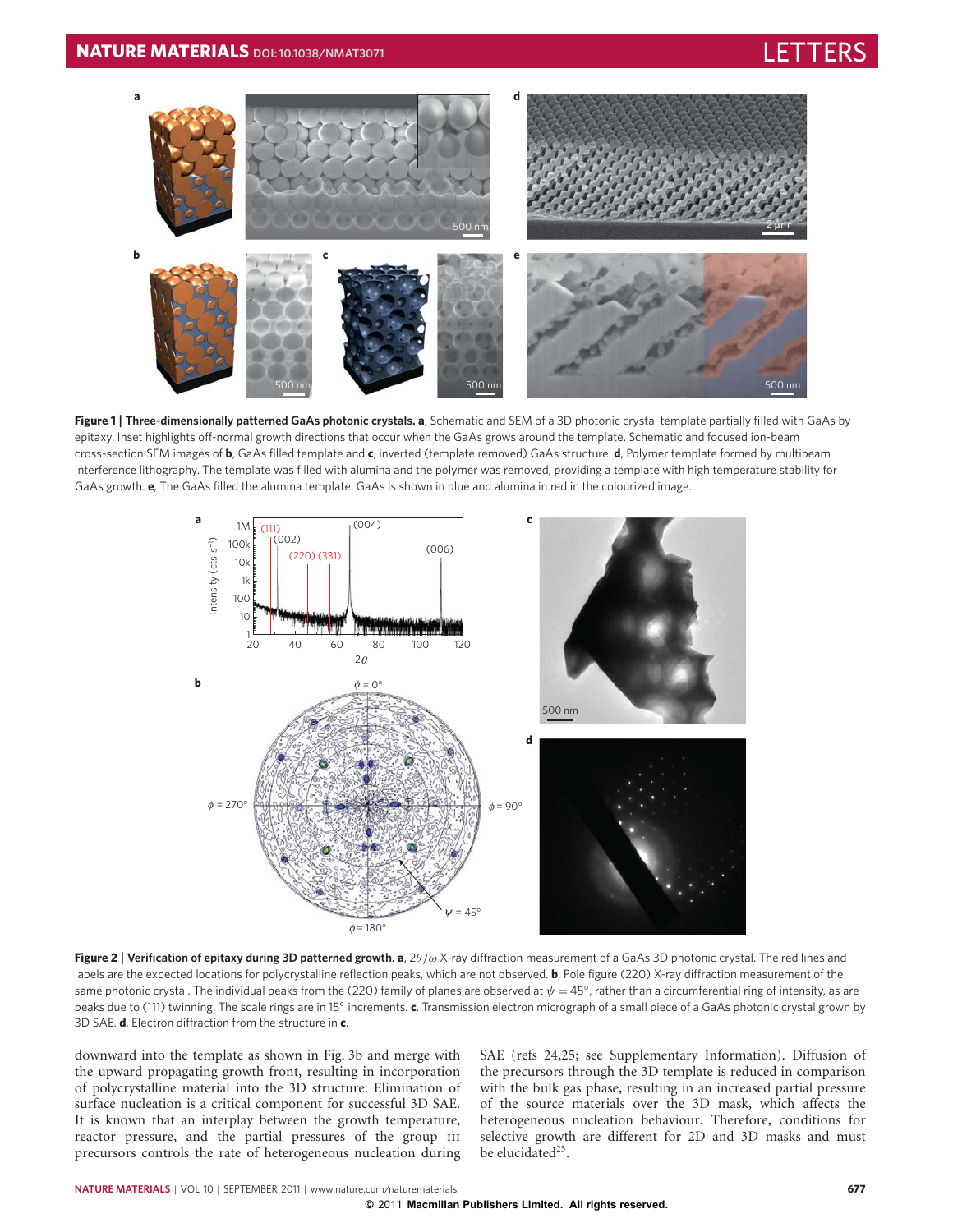**Figure 1 | Three-dimensionally patterned GaAs photonic crystals. a**, Schematic and SEM of a 3D photonic crystal template partially filled with GaAs by epitaxy. Inset highlights off-normal growth directions that occur when the GaAs grows around the template. Schematic and focused ion-beam cross-section SEM images of **b**, GaAs filled template and **c**, inverted (template removed) GaAs structure. **d**, Polymer template formed by multibeam interference lithography. The template was filled with alumina and the polymer was removed, providing a template with high temperature stability for GaAs growth. **e**, The GaAs filled the alumina template. GaAs is shown in blue and alumina in red in the colourized image.

**Figure 2 | Verification of epitaxy during 3D patterned growth. a**, $2\theta/\omega$ X-ray diffraction measurement of a GaAs 3D photonic crystal. The red lines and labels are the expected locations for polycrystalline reflection peaks, which are not observed. **b**, Pole figure (220) X-ray diffraction measurement of the same photonic crystal. The individual peaks from the (220) family of planes are observed at $\psi = 45°$, rather than a circumferential ring of intensity, as are peaks due to (111) twinning. The scale rings are in 15° increments. **c**, Transmission electron micrograph of a small piece of a GaAs photonic crystal grown by 3D SAE. **d**, Electron diffraction from the structure in **c**.

downward into the template as shown in Fig. 3b and merge with the upward propagating growth front, resulting in incorporation of polycrystalline material into the 3D structure. Elimination of surface nucleation is a critical component for successful 3D SAE. It is known that an interplay between the growth temperature, reactor pressure, and the partial pressures of the group III precursors controls the rate of heterogeneous nucleation during SAE (refs 24,25; see Supplementary Information). Diffusion of the precursors through the 3D template is reduced in comparison with the bulk gas phase, resulting in an increased partial pressure of the source materials over the 3D mask, which affects the heterogeneous nucleation behaviour. Therefore, conditions for selective growth are different for 2D and 3D masks and must be elucidated[25].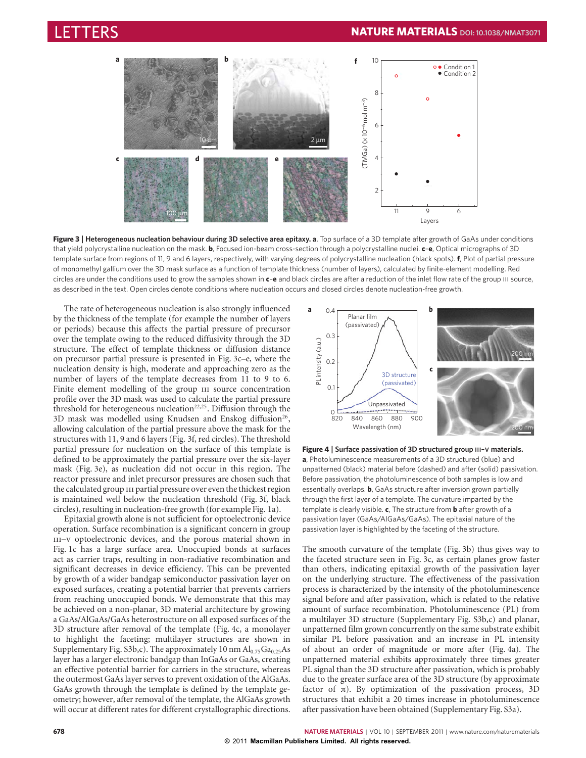**Figure 3 | Heterogeneous nucleation behaviour during 3D selective area epitaxy. a**, Top surface of a 3D template after growth of GaAs under conditions that yield polycrystalline nucleation on the mask. **b**, Focused ion-beam cross-section through a polycrystalline nuclei. **c–e**, Optical micrographs of 3D template surface from regions of 11, 9 and 6 layers, respectively, with varying degrees of polycrystalline nucleation (black spots). **f**, Plot of partial pressure of monomethyl gallium over the 3D mask surface as a function of template thickness (number of layers), calculated by finite-element modelling. Red circles are under the conditions used to grow the samples shown in **c–e** and black circles are after a reduction of the inlet flow rate of the group III source, as described in the text. Open circles denote conditions where nucleation occurs and closed circles denote nucleation-free growth.

The rate of heterogeneous nucleation is also strongly influenced by the thickness of the template (for example the number of layers or periods) because this affects the partial pressure of precursor over the template owing to the reduced diffusivity through the 3D structure. The effect of template thickness or diffusion distance on precursor partial pressure is presented in Fig. 3c–e, where the nucleation density is high, moderate and approaching zero as the number of layers of the template decreases from 11 to 9 to 6. Finite element modelling of the group III source concentration profile over the 3D mask was used to calculate the partial pressure threshold for heterogeneous nucleation[22,25]. Diffusion through the 3D mask was modelled using Knudsen and Enskog diffusion[26], allowing calculation of the partial pressure above the mask for the structures with 11, 9 and 6 layers (Fig. 3f, red circles). The threshold partial pressure for nucleation on the surface of this template is defined to be approximately the partial pressure over the six-layer mask (Fig. 3e), as nucleation did not occur in this region. The reactor pressure and inlet precursor pressures are chosen such that the calculated group III partial pressure over even the thickest region is maintained well below the nucleation threshold (Fig. 3f, black circles), resulting in nucleation-free growth (for example Fig. 1a).

Epitaxial growth alone is not sufficient for optoelectronic device operation. Surface recombination is a significant concern in group III–V optoelectronic devices, and the porous material shown in Fig. 1c has a large surface area. Unoccupied bonds at surfaces act as carrier traps, resulting in non-radiative recombination and significant decreases in device efficiency. This can be prevented by growth of a wider bandgap semiconductor passivation layer on exposed surfaces, creating a potential barrier that prevents carriers from reaching unoccupied bonds. We demonstrate that this may be achieved on a non-planar, 3D material architecture by growing a GaAs/AlGaAs/GaAs heterostructure on all exposed surfaces of the 3D structure after removal of the template (Fig. 4c, a monolayer to highlight the faceting; multilayer structures are shown in Supplementary Fig. S3b,c). The approximately 10 nm $Al_{0.75}Ga_{0.25}As$ layer has a larger electronic bandgap than InGaAs or GaAs, creating an effective potential barrier for carriers in the structure, whereas the outermost GaAs layer serves to prevent oxidation of the AlGaAs. GaAs growth through the template is defined by the template geometry; however, after removal of the template, the AlGaAs growth will occur at different rates for different crystallographic directions.

**Figure 4 | Surface passivation of 3D structured group III–V materials. a**, Photoluminescence measurements of a 3D structured (blue) and unpatterned (black) material before (dashed) and after (solid) passivation. Before passivation, the photoluminescence of both samples is low and essentially overlaps. **b**, GaAs structure after inversion grown partially through the first layer of a template. The curvature imparted by the template is clearly visible. **c**, The structure from **b** after growth of a passivation layer (GaAs/AlGaAs/GaAs). The epitaxial nature of the passivation layer is highlighted by the faceting of the structure.

The smooth curvature of the template (Fig. 3b) thus gives way to the faceted structure seen in Fig. 3c, as certain planes grow faster than others, indicating epitaxial growth of the passivation layer on the underlying structure. The effectiveness of the passivation process is characterized by the intensity of the photoluminescence signal before and after passivation, which is related to the relative amount of surface recombination. Photoluminescence (PL) from a multilayer 3D structure (Supplementary Fig. S3b,c) and planar, unpatterned film grown concurrently on the same substrate exhibit similar PL before passivation and an increase in PL intensity of about an order of magnitude or more after (Fig. 4a). The unpatterned material exhibits approximately three times greater PL signal than the 3D structure after passivation, which is probably due to the greater surface area of the 3D structure (by approximate factor of $\pi$). By optimization of the passivation process, 3D structures that exhibit a 20 times increase in photoluminescence after passivation have been obtained (Supplementary Fig. S3a).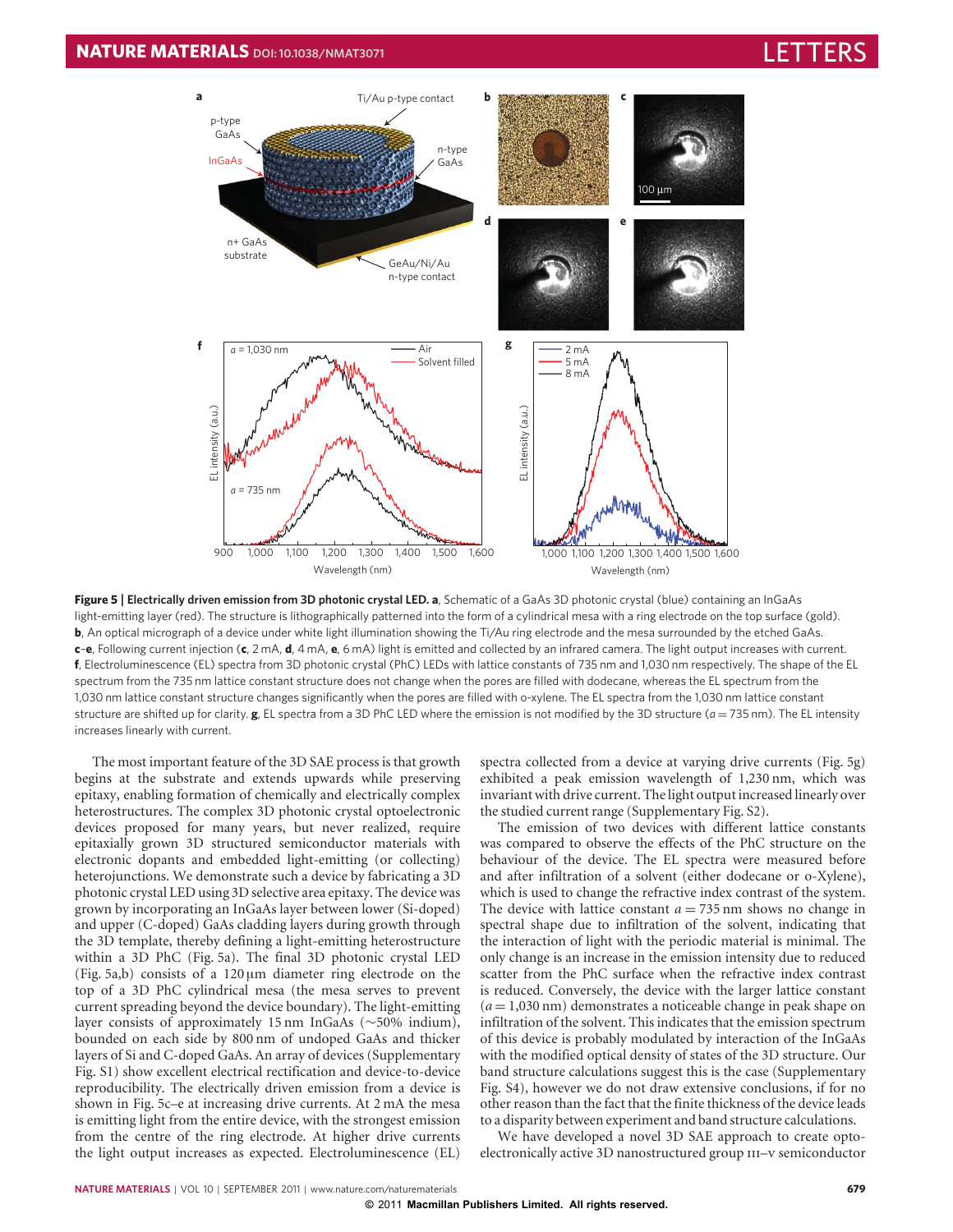**Figure 5 | Electrically driven emission from 3D photonic crystal LED.** **a**, Schematic of a GaAs 3D photonic crystal (blue) containing an InGaAs light-emitting layer (red). The structure is lithographically patterned into the form of a cylindrical mesa with a ring electrode on the top surface (gold). **b**, An optical micrograph of a device under white light illumination showing the Ti/Au ring electrode and the mesa surrounded by the etched GaAs. **c**–**e**, Following current injection (**c**, 2 mA, **d**, 4 mA, **e**, 6 mA) light is emitted and collected by an infrared camera. The light output increases with current. **f**, Electroluminescence (EL) spectra from 3D photonic crystal (PhC) LEDs with lattice constants of 735 nm and 1,030 nm respectively. The shape of the EL spectrum from the 735 nm lattice constant structure does not change when the pores are filled with dodecane, whereas the EL spectrum from the 1,030 nm lattice constant structure changes significantly when the pores are filled with o-xylene. The EL spectra from the 1,030 nm lattice constant structure are shifted up for clarity. **g**, EL spectra from a 3D PhC LED where the emission is not modified by the 3D structure ($a = 735$ nm). The EL intensity increases linearly with current.

The most important feature of the 3D SAE process is that growth begins at the substrate and extends upwards while preserving epitaxy, enabling formation of chemically and electrically complex heterostructures. The complex 3D photonic crystal optoelectronic devices proposed for many years, but never realized, require epitaxially grown 3D structured semiconductor materials with electronic dopants and embedded light-emitting (or collecting) heterojunctions. We demonstrate such a device by fabricating a 3D photonic crystal LED using 3D selective area epitaxy. The device was grown by incorporating an InGaAs layer between lower (Si-doped) and upper (C-doped) GaAs cladding layers during growth through the 3D template, thereby defining a light-emitting heterostructure within a 3D PhC (Fig. 5a). The final 3D photonic crystal LED (Fig. 5a,b) consists of a 120 μm diameter ring electrode on the top of a 3D PhC cylindrical mesa (the mesa serves to prevent current spreading beyond the device boundary). The light-emitting layer consists of approximately 15 nm InGaAs (~50% indium), bounded on each side by 800 nm of undoped GaAs and thicker layers of Si and C-doped GaAs. An array of devices (Supplementary Fig. S1) show excellent electrical rectification and device-to-device reproducibility. The electrically driven emission from a device is shown in Fig. 5c–e at increasing drive currents. At 2 mA the mesa is emitting light from the entire device, with the strongest emission from the centre of the ring electrode. At higher drive currents the light output increases as expected. Electroluminescence (EL) spectra collected from a device at varying drive currents (Fig. 5g) exhibited a peak emission wavelength of 1,230 nm, which was invariant with drive current. The light output increased linearly over the studied current range (Supplementary Fig. S2).

The emission of two devices with different lattice constants was compared to observe the effects of the PhC structure on the behaviour of the device. The EL spectra were measured before and after infiltration of a solvent (either dodecane or o-Xylene), which is used to change the refractive index contrast of the system. The device with lattice constant $a = 735$ nm shows no change in spectral shape due to infiltration of the solvent, indicating that the interaction of light with the periodic material is minimal. The only change is an increase in the emission intensity due to reduced scatter from the PhC surface when the refractive index contrast is reduced. Conversely, the device with the larger lattice constant ($a = 1,030$ nm) demonstrates a noticeable change in peak shape on infiltration of the solvent. This indicates that the emission spectrum of this device is probably modulated by interaction of the InGaAs with the modified optical density of states of the 3D structure. Our band structure calculations suggest this is the case (Supplementary Fig. S4), however we do not draw extensive conclusions, if for no other reason than the fact that the finite thickness of the device leads to a disparity between experiment and band structure calculations.

We have developed a novel 3D SAE approach to create opto-electronically active 3D nanostructured group III–V semiconductor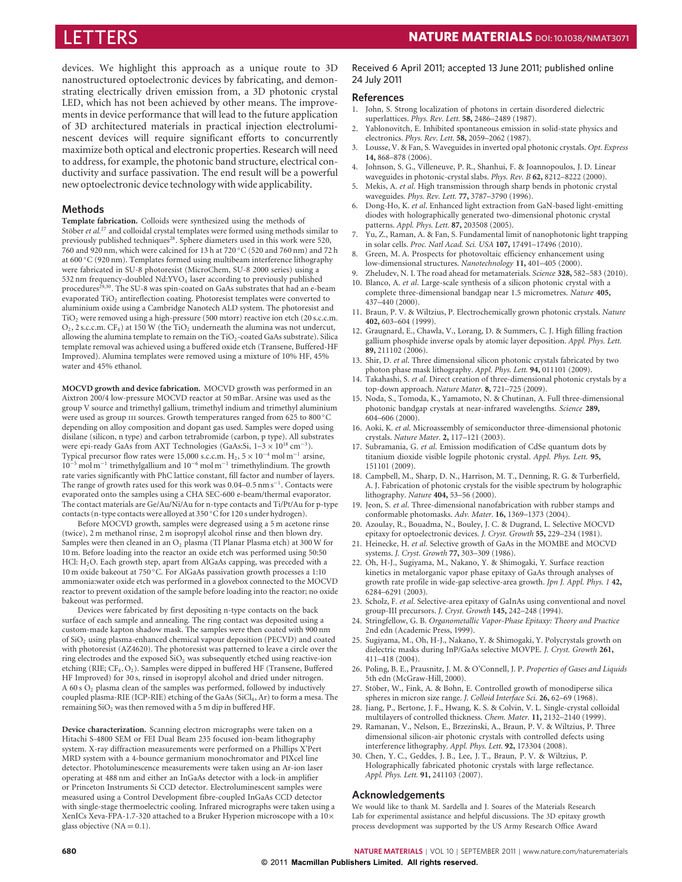devices. We highlight this approach as a unique route to 3D nanostructured optoelectronic devices by fabricating, and demonstrating electrically driven emission from, a 3D photonic crystal LED, which has not been achieved by other means. The improvements in device performance that will lead to the future application of 3D architectured materials in practical injection electroluminescent devices will require significant efforts to concurrently maximize both optical and electronic properties. Research will need to address, for example, the photonic band structure, electrical conductivity and surface passivation. The end result will be a powerful new optoelectronic device technology with wide applicability.

## Methods

**Template fabrication.** Colloids were synthesized using the methods of Stöber *et al.*[27] and colloidal crystal templates were formed using methods similar to previously published techniques[28]. Sphere diameters used in this work were 520, 760 and 920 nm, which were calcined for 13 h at 720 °C (520 and 760 nm) and 72 h at 600 °C (920 nm). Templates formed using multibeam interference lithography were fabricated in SU-8 photoresist (MicroChem, SU-8 2000 series) using a 532 nm frequency-doubled Nd:$YVO_4$ laser according to previously published procedures[29,30]. The SU-8 was spin-coated on GaAs substrates that had an e-beam evaporated $TiO_2$ antireflection coating. Photoresist templates were converted to aluminium oxide using a Cambridge Nanotech ALD system. The photoresist and $TiO_2$ were removed using a high-pressure (500 mtorr) reactive ion etch (20 s.c.c.m. $O_2$, 2 s.c.c.m. $CF_4$) at 150 W (the $TiO_2$ underneath the alumina was not undercut, allowing the alumina template to remain on the $TiO_2$-coated GaAs substrate). Silica template removal was achieved using a buffered oxide etch (Transene, Buffered-HF Improved). Alumina templates were removed using a mixture of 10% HF, 45% water and 45% ethanol.

**MOCVD growth and device fabrication.** MOCVD growth was performed in an Aixtron 200/4 low-pressure MOCVD reactor at 50 mBar. Arsine was used as the group V source and trimethyl gallium, trimethyl indium and trimethyl aluminium were used as group III sources. Growth temperatures ranged from 625 to 800 °C depending on alloy composition and dopant gas used. Samples were doped using disilane (silicon, n type) and carbon tetrabromide (carbon, p type). All substrates were epi-ready GaAs from AXT Technologies (GaAs:Si, $1$–$3\times10^{18}$ cm$^{-3}$). Typical precursor flow rates were 15,000 s.c.c.m. $H_2$, $5\times10^{-4}$ mol m$^{-1}$ arsine, $10^{-5}$ mol m$^{-1}$ trimethylgallium and $10^{-6}$ mol m$^{-1}$ trimethylindium. The growth rate varies significantly with PhC lattice constant, fill factor and number of layers. The range of growth rates used for this work was 0.04–0.5 nm s$^{-1}$. Contacts were evaporated onto the samples using a CHA SEC-600 e-beam/thermal evaporator. The contact materials are Ge/Au/Ni/Au for n-type contacts and Ti/Pt/Au for p-type contacts (n-type contacts were alloyed at 350 °C for 120 s under hydrogen).

Before MOCVD growth, samples were degreased using a 5 m acetone rinse (twice), 2 m methanol rinse, 2 m isopropyl alcohol rinse and then blown dry. Samples were then cleaned in an $O_2$ plasma (TI Planar Plasma etch) at 300 W for 10 m. Before loading into the reactor an oxide etch was performed using 50:50 HCl: $H_2O$. Each growth step, apart from AlGaAs capping, was preceded with a 10 m oxide bakeout at 750 °C. For AlGaAs passivation growth processes a 1:10 ammonia:water oxide etch was performed in a glovebox connected to the MOCVD reactor to prevent oxidation of the sample before loading into the reactor; no oxide bakeout was performed.

Devices were fabricated by first depositing n-type contacts on the back surface of each sample and annealing. The ring contact was deposited using a custom-made kapton shadow mask. The samples were then coated with 900 nm of $SiO_2$ using plasma-enhanced chemical vapour deposition (PECVD) and coated with photoresist (AZ4620). The photoresist was patterned to leave a circle over the ring electrodes and the exposed $SiO_2$ was subsequently etched using reactive-ion etching (RIE; $CF_4$, $O_2$). Samples were dipped in buffered HF (Transene, Buffered HF Improved) for 30 s, rinsed in isopropyl alcohol and dried under nitrogen. A 60 s $O_2$ plasma clean of the samples was performed, followed by inductively coupled plasma-RIE (ICP-RIE) etching of the GaAs ($SiCl_4$, Ar) to form a mesa. The remaining $SiO_2$ was then removed with a 5 m dip in buffered HF.

**Device characterization.** Scanning electron micrographs were taken on a Hitachi S-4800 SEM or FEI Dual Beam 235 focused ion-beam lithography system. X-ray diffraction measurements were performed on a Phillips X'Pert MRD system with a 4-bounce germanium monochromator and PIXcel line detector. Photoluminescence measurements were taken using an Ar-ion laser operating at 488 nm and either an InGaAs detector with a lock-in amplifier or Princeton Instruments Si CCD detector. Electroluminescent samples were measured using a Control Development fibre-coupled InGaAs CCD detector with single-stage thermoelectric cooling. Infrared micrographs were taken using a XenICs Xeva-FPA-1.7-320 attached to a Bruker Hyperion microscope with a 10× glass objective (NA = 0.1).

Received 6 April 2011; accepted 13 June 2011; published online 24 July 2011

## References

1. John, S. Strong localization of photons in certain disordered dielectric superlattices. *Phys. Rev. Lett.* **58,** 2486–2489 (1987).
2. Yablonovitch, E. Inhibited spontaneous emission in solid-state physics and electronics. *Phys. Rev. Lett.* **58,** 2059–2062 (1987).
3. Lousse, V. & Fan, S. Waveguides in inverted opal photonic crystals. *Opt. Express* **14,** 868–878 (2006).
4. Johnson, S. G., Villeneuve, P. R., Shanhui, F. & Joannopoulos, J. D. Linear waveguides in photonic-crystal slabs. *Phys. Rev. B* **62,** 8212–8222 (2000).
5. Mekis, A. *et al.* High transmission through sharp bends in photonic crystal waveguides. *Phys. Rev. Lett.* **77,** 3787–3790 (1996).
6. Dong-Ho, K. *et al.* Enhanced light extraction from GaN-based light-emitting diodes with holographically generated two-dimensional photonic crystal patterns. *Appl. Phys. Lett.* **87,** 203508 (2005).
7. Yu, Z., Raman, A. & Fan, S. Fundamental limit of nanophotonic light trapping in solar cells. *Proc. Natl Acad. Sci. USA* **107,** 17491–17496 (2010).
8. Green, M. A. Prospects for photovoltaic efficiency enhancement using low-dimensional structures. *Nanotechnology* **11,** 401–405 (2000).
9. Zheludev, N. I. The road ahead for metamaterials. *Science* **328,** 582–583 (2010).
10. Blanco, A. *et al.* Large-scale synthesis of a silicon photonic crystal with a complete three-dimensional bandgap near 1.5 micrometres. *Nature* **405,** 437–440 (2000).
11. Braun, P. V. & Wiltzius, P. Electrochemically grown photonic crystals. *Nature* **402,** 603–604 (1999).
12. Graugnard, E., Chawla, V., Lorang, D. & Summers, C. J. High filling fraction gallium phosphide inverse opals by atomic layer deposition. *Appl. Phys. Lett.* **89,** 211102 (2006).
13. Shir, D. *et al.* Three dimensional silicon photonic crystals fabricated by two photon phase mask lithography. *Appl. Phys. Lett.* **94,** 011101 (2009).
14. Takahashi, S. *et al.* Direct creation of three-dimensional photonic crystals by a top-down approach. *Nature Mater.* **8,** 721–725 (2009).
15. Noda, S., Tomoda, K., Yamamoto, N. & Chutinan, A. Full three-dimensional photonic bandgap crystals at near-infrared wavelengths. *Science* **289,** 604–606 (2000).
16. Aoki, K. *et al.* Microassembly of semiconductor three-dimensional photonic crystals. *Nature Mater.* **2,** 117–121 (2003).
17. Subramania, G. *et al.* Emission modification of CdSe quantum dots by titanium dioxide visible logpile photonic crystal. *Appl. Phys. Lett.* **95,** 151101 (2009).
18. Campbell, M., Sharp, D. N., Harrison, M. T., Denning, R. G. & Turberfield, A. J. Fabrication of photonic crystals for the visible spectrum by holographic lithography. *Nature* **404,** 53–56 (2000).
19. Jeon, S. *et al.* Three-dimensional nanofabrication with rubber stamps and conformable photomasks. *Adv. Mater.* **16,** 1369–1373 (2004).
20. Azoulay, R., Bouadma, N., Bouley, J. C. & Dugrand, L. Selective MOCVD epitaxy for optoelectronic devices. *J. Cryst. Growth* **55,** 229–234 (1981).
21. Heinecke, H. *et al.* Selective growth of GaAs in the MOMBE and MOCVD systems. *J. Cryst. Growth* **77,** 303–309 (1986).
22. Oh, H-J., Sugiyama, M., Nakano, Y. & Shimogaki, Y. Surface reaction kinetics in metalorganic vapor phase epitaxy of GaAs through analyses of growth rate profile in wide-gap selective-area growth. *Jpn J. Appl. Phys. 1* **42,** 6284–6291 (2003).
23. Scholz, F. *et al.* Selective-area epitaxy of GaInAs using conventional and novel group-III precursors. *J. Cryst. Growth* **145,** 242–248 (1994).
24. Stringfellow, G. B. *Organometallic Vapor-Phase Epitaxy: Theory and Practice* 2nd edn (Academic Press, 1999).
25. Sugiyama, M., Oh, H-J., Nakano, Y. & Shimogaki, Y. Polycrystals growth on dielectric masks during InP/GaAs selective MOVPE. *J. Cryst. Growth* **261,** 411–418 (2004).
26. Poling, B. E., Prausnitz, J. M. & O'Connell, J. P. *Properties of Gases and Liquids* 5th edn (McGraw-Hill, 2000).
27. Stöber, W., Fink, A. & Bohn, E. Controlled growth of monodisperse silica spheres in micron size range. *J. Colloid Interface Sci.* **26,** 62–69 (1968).
28. Jiang, P., Bertone, J. F., Hwang, K. S. & Colvin, V. L. Single-crystal colloidal multilayers of controlled thickness. *Chem. Mater.* **11,** 2132–2140 (1999).
29. Ramanan, V., Nelson, E., Brzezinski, A., Braun, P. V. & Wiltzius, P. Three dimensional silicon-air photonic crystals with controlled defects using interference lithography. *Appl. Phys. Lett.* **92,** 173304 (2008).
30. Chen, Y. C., Geddes, J. B., Lee, J. T., Braun, P. V. & Wiltzius, P. Holographically fabricated photonic crystals with large reflectance. *Appl. Phys. Lett.* **91,** 241103 (2007).

## Acknowledgements

We would like to thank M. Sardella and J. Soares of the Materials Research Lab for experimental assistance and helpful discussions. The 3D epitaxy growth process development was supported by the US Army Research Office Award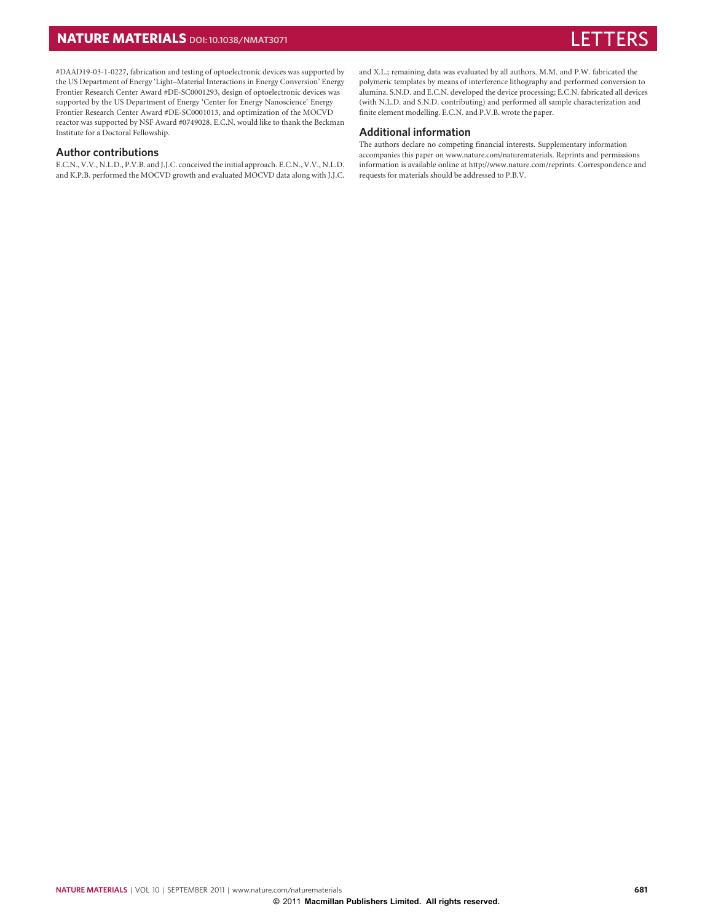#DAAD19-03-1-0227, fabrication and testing of optoelectronic devices was supported by the US Department of Energy 'Light–Material Interactions in Energy Conversion' Energy Frontier Research Center Award #DE-SC0001293, design of optoelectronic devices was supported by the US Department of Energy 'Center for Energy Nanoscience' Energy Frontier Research Center Award #DE-SC0001013, and optimization of the MOCVD reactor was supported by NSF Award #0749028. E.C.N. would like to thank the Beckman Institute for a Doctoral Fellowship.

## Author contributions

E.C.N., V.V., N.L.D., P.V.B. and J.J.C. conceived the initial approach. E.C.N., V.V., N.L.D. and K.P.B. performed the MOCVD growth and evaluated MOCVD data along with J.J.C. and X.L.; remaining data was evaluated by all authors. M.M. and P.W. fabricated the polymeric templates by means of interference lithography and performed conversion to alumina. S.N.D. and E.C.N. developed the device processing; E.C.N. fabricated all devices (with N.L.D. and S.N.D. contributing) and performed all sample characterization and finite element modelling. E.C.N. and P.V.B. wrote the paper.

## Additional information

The authors declare no competing financial interests. Supplementary information accompanies this paper on www.nature.com/naturematerials. Reprints and permissions information is available online at http://www.nature.com/reprints. Correspondence and requests for materials should be addressed to P.B.V.